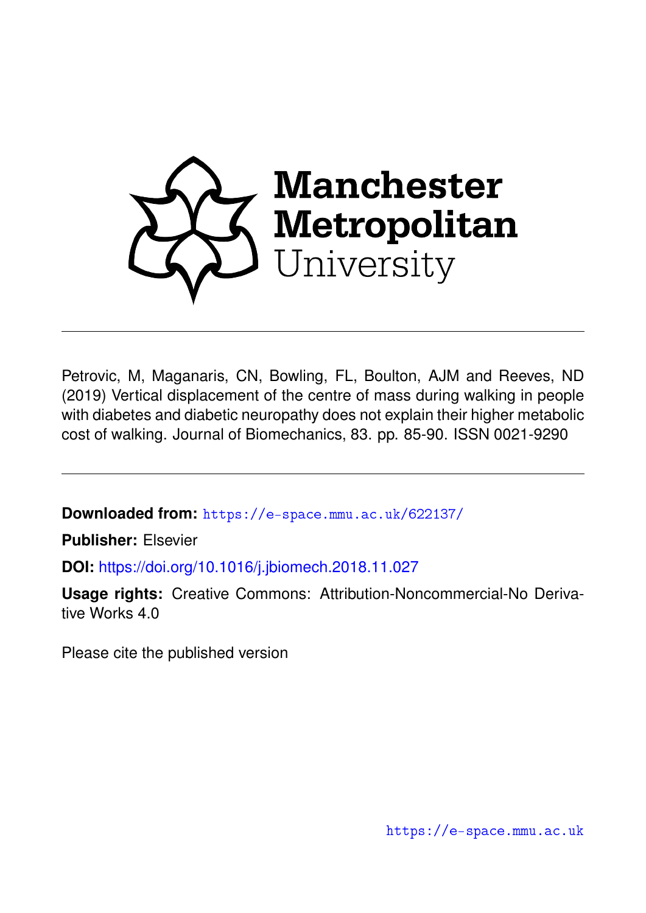Manchester Metropolitan University

Petrovic, M, Maganaris, CN, Bowling, FL, Boulton, AJM and Reeves, ND (2019) Vertical displacement of the centre of mass during walking in people with diabetes and diabetic neuropathy does not explain their higher metabolic cost of walking. Journal of Biomechanics, 83. pp. 85-90. ISSN 0021-9290

**Downloaded from:** https://e-space.mmu.ac.uk/622137/

**Publisher:** Elsevier

**DOI:** https://doi.org/10.1016/j.jbiomech.2018.11.027

**Usage rights:** Creative Commons: Attribution-Noncommercial-No Derivative Works 4.0

Please cite the published version

https://e-space.mmu.ac.uk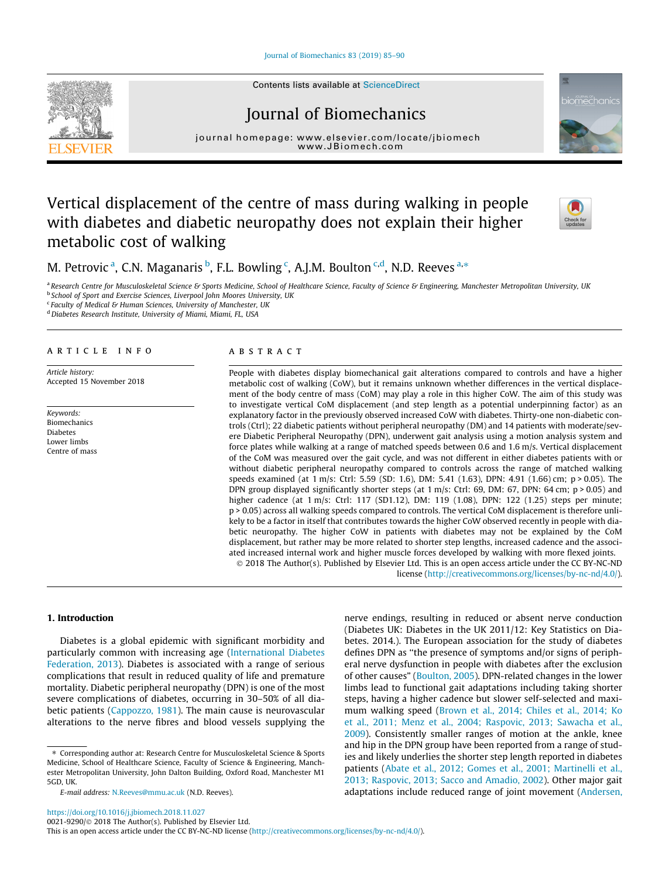# Vertical displacement of the centre of mass during walking in people with diabetes and diabetic neuropathy does not explain their higher metabolic cost of walking

M. Petrovic [a], C.N. Maganaris [b], F.L. Bowling [c], A.J.M. Boulton [c,d], N.D. Reeves [a,*]

[a] Research Centre for Musculoskeletal Science & Sports Medicine, School of Healthcare Science, Faculty of Science & Engineering, Manchester Metropolitan University, UK
[b] School of Sport and Exercise Sciences, Liverpool John Moores University, UK
[c] Faculty of Medical & Human Sciences, University of Manchester, UK
[d] Diabetes Research Institute, University of Miami, Miami, FL, USA

## ARTICLE INFO

*Article history:*
Accepted 15 November 2018

*Keywords:*
Biomechanics
Diabetes
Lower limbs
Centre of mass

## ABSTRACT

People with diabetes display biomechanical gait alterations compared to controls and have a higher metabolic cost of walking (CoW), but it remains unknown whether differences in the vertical displacement of the body centre of mass (CoM) may play a role in this higher CoW. The aim of this study was to investigate vertical CoM displacement (and step length as a potential underpinning factor) as an explanatory factor in the previously observed increased CoW with diabetes. Thirty-one non-diabetic controls (Ctrl); 22 diabetic patients without peripheral neuropathy (DM) and 14 patients with moderate/severe Diabetic Peripheral Neuropathy (DPN), underwent gait analysis using a motion analysis system and force plates while walking at a range of matched speeds between 0.6 and 1.6 m/s. Vertical displacement of the CoM was measured over the gait cycle, and was not different in either diabetes patients with or without diabetic peripheral neuropathy compared to controls across the range of matched walking speeds examined (at 1 m/s: Ctrl: 5.59 (SD: 1.6), DM: 5.41 (1.63), DPN: 4.91 (1.66) cm; $p > 0.05$). The DPN group displayed significantly shorter steps (at 1 m/s: Ctrl: 69, DM: 67, DPN: 64 cm; $p > 0.05$) and higher cadence (at 1 m/s: Ctrl: 117 (SD1.12), DM: 119 (1.08), DPN: 122 (1.25) steps per minute; $p > 0.05$) across all walking speeds compared to controls. The vertical CoM displacement is therefore unlikely to be a factor in itself that contributes towards the higher CoW observed recently in people with diabetic neuropathy. The higher CoW in patients with diabetes may not be explained by the CoM displacement, but rather may be more related to shorter step lengths, increased cadence and the associated increased internal work and higher muscle forces developed by walking with more flexed joints.

© 2018 The Author(s). Published by Elsevier Ltd. This is an open access article under the CC BY-NC-ND license (http://creativecommons.org/licenses/by-nc-nd/4.0/).

## 1. Introduction

Diabetes is a global epidemic with significant morbidity and particularly common with increasing age (International Diabetes Federation, 2013). Diabetes is associated with a range of serious complications that result in reduced quality of life and premature mortality. Diabetic peripheral neuropathy (DPN) is one of the most severe complications of diabetes, occurring in 30–50% of all diabetic patients (Cappozzo, 1981). The main cause is neurovascular alterations to the nerve fibres and blood vessels supplying the nerve endings, resulting in reduced or absent nerve conduction (Diabetes UK: Diabetes in the UK 2011/12: Key Statistics on Diabetes. 2014.). The European association for the study of diabetes defines DPN as "the presence of symptoms and/or signs of peripheral nerve dysfunction in people with diabetes after the exclusion of other causes" (Boulton, 2005). DPN-related changes in the lower limbs lead to functional gait adaptations including taking shorter steps, having a higher cadence but slower self-selected and maximum walking speed (Brown et al., 2014; Chiles et al., 2014; Ko et al., 2011; Menz et al., 2004; Raspovic, 2013; Sawacha et al., 2009). Consistently smaller ranges of motion at the ankle, knee and hip in the DPN group have been reported from a range of studies and likely underlies the shorter step length reported in diabetes patients (Abate et al., 2012; Gomes et al., 2001; Martinelli et al., 2013; Raspovic, 2013; Sacco and Amadio, 2002). Other major gait adaptations include reduced range of joint movement (Andersen,

* Corresponding author at: Research Centre for Musculoskeletal Science & Sports Medicine, School of Healthcare Science, Faculty of Science & Engineering, Manchester Metropolitan University, John Dalton Building, Oxford Road, Manchester M1 5GD, UK.

E-mail address: N.Reeves@mmu.ac.uk (N.D. Reeves).

https://doi.org/10.1016/j.jbiomech.2018.11.027
0021-9290/© 2018 The Author(s). Published by Elsevier Ltd.
This is an open access article under the CC BY-NC-ND license (http://creativecommons.org/licenses/by-nc-nd/4.0/).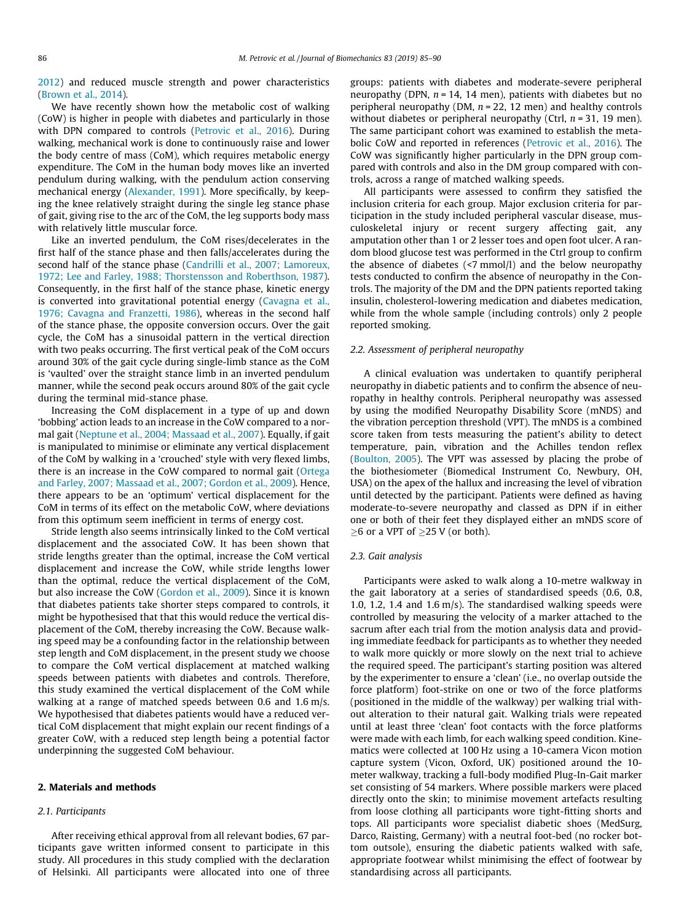2012) and reduced muscle strength and power characteristics (Brown et al., 2014).

We have recently shown how the metabolic cost of walking (CoW) is higher in people with diabetes and particularly in those with DPN compared to controls (Petrovic et al., 2016). During walking, mechanical work is done to continuously raise and lower the body centre of mass (CoM), which requires metabolic energy expenditure. The CoM in the human body moves like an inverted pendulum during walking, with the pendulum action conserving mechanical energy (Alexander, 1991). More specifically, by keeping the knee relatively straight during the single leg stance phase of gait, giving rise to the arc of the CoM, the leg supports body mass with relatively little muscular force.

Like an inverted pendulum, the CoM rises/decelerates in the first half of the stance phase and then falls/accelerates during the second half of the stance phase (Candrilli et al., 2007; Lamoreux, 1972; Lee and Farley, 1988; Thorstensson and Roberthson, 1987). Consequently, in the first half of the stance phase, kinetic energy is converted into gravitational potential energy (Cavagna et al., 1976; Cavagna and Franzetti, 1986), whereas in the second half of the stance phase, the opposite conversion occurs. Over the gait cycle, the CoM has a sinusoidal pattern in the vertical direction with two peaks occurring. The first vertical peak of the CoM occurs around 30% of the gait cycle during single-limb stance as the CoM is 'vaulted' over the straight stance limb in an inverted pendulum manner, while the second peak occurs around 80% of the gait cycle during the terminal mid-stance phase.

Increasing the CoM displacement in a type of up and down 'bobbing' action leads to an increase in the CoW compared to a normal gait (Neptune et al., 2004; Massaad et al., 2007). Equally, if gait is manipulated to minimise or eliminate any vertical displacement of the CoM by walking in a 'crouched' style with very flexed limbs, there is an increase in the CoW compared to normal gait (Ortega and Farley, 2007; Massaad et al., 2007; Gordon et al., 2009). Hence, there appears to be an 'optimum' vertical displacement for the CoM in terms of its effect on the metabolic CoW, where deviations from this optimum seem inefficient in terms of energy cost.

Stride length also seems intrinsically linked to the CoM vertical displacement and the associated CoW. It has been shown that stride lengths greater than the optimal, increase the CoM vertical displacement and increase the CoW, while stride lengths lower than the optimal, reduce the vertical displacement of the CoM, but also increase the CoW (Gordon et al., 2009). Since it is known that diabetes patients take shorter steps compared to controls, it might be hypothesised that that this would reduce the vertical displacement of the CoM, thereby increasing the CoW. Because walking speed may be a confounding factor in the relationship between step length and CoM displacement, in the present study we choose to compare the CoM vertical displacement at matched walking speeds between patients with diabetes and controls. Therefore, this study examined the vertical displacement of the CoM while walking at a range of matched speeds between 0.6 and 1.6 m/s. We hypothesised that diabetes patients would have a reduced vertical CoM displacement that might explain our recent findings of a greater CoW, with a reduced step length being a potential factor underpinning the suggested CoM behaviour.

## 2. Materials and methods

### 2.1. Participants

After receiving ethical approval from all relevant bodies, 67 participants gave written informed consent to participate in this study. All procedures in this study complied with the declaration of Helsinki. All participants were allocated into one of three groups: patients with diabetes and moderate-severe peripheral neuropathy (DPN, $n = 14$, 14 men), patients with diabetes but no peripheral neuropathy (DM, $n = 22$, 12 men) and healthy controls without diabetes or peripheral neuropathy (Ctrl, $n = 31$, 19 men). The same participant cohort was examined to establish the metabolic CoW and reported in references (Petrovic et al., 2016). The CoW was significantly higher particularly in the DPN group compared with controls and also in the DM group compared with controls, across a range of matched walking speeds.

All participants were assessed to confirm they satisfied the inclusion criteria for each group. Major exclusion criteria for participation in the study included peripheral vascular disease, musculoskeletal injury or recent surgery affecting gait, any amputation other than 1 or 2 lesser toes and open foot ulcer. A random blood glucose test was performed in the Ctrl group to confirm the absence of diabetes (<7 mmol/l) and the below neuropathy tests conducted to confirm the absence of neuropathy in the Controls. The majority of the DM and the DPN patients reported taking insulin, cholesterol-lowering medication and diabetes medication, while from the whole sample (including controls) only 2 people reported smoking.

### 2.2. Assessment of peripheral neuropathy

A clinical evaluation was undertaken to quantify peripheral neuropathy in diabetic patients and to confirm the absence of neuropathy in healthy controls. Peripheral neuropathy was assessed by using the modified Neuropathy Disability Score (mNDS) and the vibration perception threshold (VPT). The mNDS is a combined score taken from tests measuring the patient's ability to detect temperature, pain, vibration and the Achilles tendon reflex (Boulton, 2005). The VPT was assessed by placing the probe of the biothesiometer (Biomedical Instrument Co, Newbury, OH, USA) on the apex of the hallux and increasing the level of vibration until detected by the participant. Patients were defined as having moderate-to-severe neuropathy and classed as DPN if in either one or both of their feet they displayed either an mNDS score of $\geq 6$ or a VPT of $\geq 25$ V (or both).

### 2.3. Gait analysis

Participants were asked to walk along a 10-metre walkway in the gait laboratory at a series of standardised speeds (0.6, 0.8, 1.0, 1.2, 1.4 and 1.6 m/s). The standardised walking speeds were controlled by measuring the velocity of a marker attached to the sacrum after each trial from the motion analysis data and providing immediate feedback for participants as to whether they needed to walk more quickly or more slowly on the next trial to achieve the required speed. The participant's starting position was altered by the experimenter to ensure a 'clean' (i.e., no overlap outside the force platform) foot-strike on one or two of the force platforms (positioned in the middle of the walkway) per walking trial without alteration to their natural gait. Walking trials were repeated until at least three 'clean' foot contacts with the force platforms were made with each limb, for each walking speed condition. Kinematics were collected at 100 Hz using a 10-camera Vicon motion capture system (Vicon, Oxford, UK) positioned around the 10-meter walkway, tracking a full-body modified Plug-In-Gait marker set consisting of 54 markers. Where possible markers were placed directly onto the skin; to minimise movement artefacts resulting from loose clothing all participants wore tight-fitting shorts and tops. All participants wore specialist diabetic shoes (MedSurg, Darco, Raisting, Germany) with a neutral foot-bed (no rocker bottom outsole), ensuring the diabetic patients walked with safe, appropriate footwear whilst minimising the effect of footwear by standardising across all participants.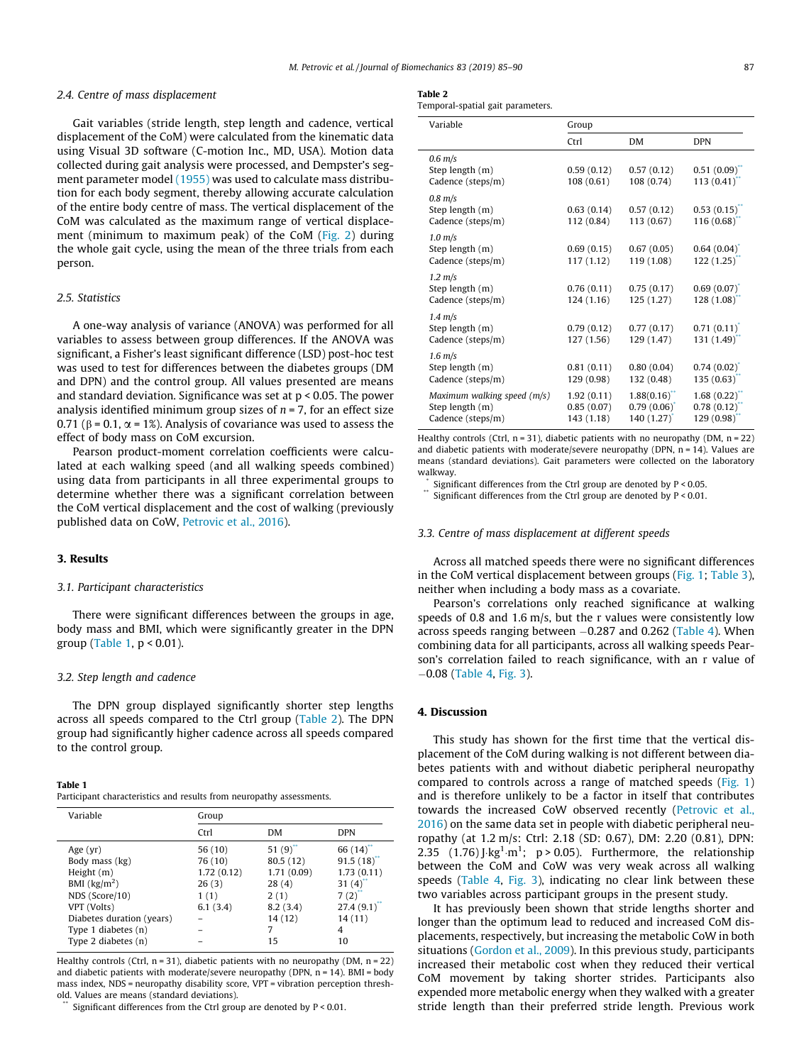### 2.4. Centre of mass displacement

Gait variables (stride length, step length and cadence, vertical displacement of the CoM) were calculated from the kinematic data using Visual 3D software (C-motion Inc., MD, USA). Motion data collected during gait analysis were processed, and Dempster's segment parameter model (1955) was used to calculate mass distribution for each body segment, thereby allowing accurate calculation of the entire body centre of mass. The vertical displacement of the CoM was calculated as the maximum range of vertical displacement (minimum to maximum peak) of the CoM (Fig. 2) during the whole gait cycle, using the mean of the three trials from each person.

### 2.5. Statistics

A one-way analysis of variance (ANOVA) was performed for all variables to assess between group differences. If the ANOVA was significant, a Fisher's least significant difference (LSD) post-hoc test was used to test for differences between the diabetes groups (DM and DPN) and the control group. All values presented are means and standard deviation. Significance was set at $p < 0.05$. The power analysis identified minimum group sizes of $n = 7$, for an effect size 0.71 ($\beta = 0.1$, $\alpha = 1\%$). Analysis of covariance was used to assess the effect of body mass on CoM excursion.

Pearson product-moment correlation coefficients were calculated at each walking speed (and all walking speeds combined) using data from participants in all three experimental groups to determine whether there was a significant correlation between the CoM vertical displacement and the cost of walking (previously published data on CoW, Petrovic et al., 2016).

## 3. Results

### 3.1. Participant characteristics

There were significant differences between the groups in age, body mass and BMI, which were significantly greater in the DPN group (Table 1, $p < 0.01$).

### 3.2. Step length and cadence

The DPN group displayed significantly shorter step lengths across all speeds compared to the Ctrl group (Table 2). The DPN group had significantly higher cadence across all speeds compared to the control group.

**Table 1**
Participant characteristics and results from neuropathy assessments.

| Variable | Group | | |
|---|---|---|---|
| | Ctrl | DM | DPN |
| Age (yr) | 56 (10) | 51 (9)** | 66 (14)** |
| Body mass (kg) | 76 (10) | 80.5 (12) | 91.5 (18)** |
| Height (m) | 1.72 (0.12) | 1.71 (0.09) | 1.73 (0.11) |
| BMI (kg/m$^2$) | 26 (3) | 28 (4) | 31 (4)** |
| NDS (Score/10) | 1 (1) | 2 (1) | 7 (2)** |
| VPT (Volts) | 6.1 (3.4) | 8.2 (3.4) | 27.4 (9.1)** |
| Diabetes duration (years) | – | 14 (12) | 14 (11) |
| Type 1 diabetes (n) | – | 7 | 4 |
| Type 2 diabetes (n) | – | 15 | 10 |

Healthy controls (Ctrl, n = 31), diabetic patients with no neuropathy (DM, n = 22) and diabetic patients with moderate/severe neuropathy (DPN, n = 14). BMI = body mass index, NDS = neuropathy disability score, VPT = vibration perception threshold. Values are means (standard deviations).
** Significant differences from the Ctrl group are denoted by $P < 0.01$.

**Table 2**
Temporal-spatial gait parameters.

| Variable | Group | | |
|---|---|---|---|
| | Ctrl | DM | DPN |
| *0.6 m/s* | | | |
| Step length (m) | 0.59 (0.12) | 0.57 (0.12) | 0.51 (0.09)** |
| Cadence (steps/m) | 108 (0.61) | 108 (0.74) | 113 (0.41)** |
| *0.8 m/s* | | | |
| Step length (m) | 0.63 (0.14) | 0.57 (0.12) | 0.53 (0.15)** |
| Cadence (steps/m) | 112 (0.84) | 113 (0.67) | 116 (0.68)** |
| *1.0 m/s* | | | |
| Step length (m) | 0.69 (0.15) | 0.67 (0.05) | 0.64 (0.04)* |
| Cadence (steps/m) | 117 (1.12) | 119 (1.08) | 122 (1.25)** |
| *1.2 m/s* | | | |
| Step length (m) | 0.76 (0.11) | 0.75 (0.17) | 0.69 (0.07)* |
| Cadence (steps/m) | 124 (1.16) | 125 (1.27) | 128 (1.08)** |
| *1.4 m/s* | | | |
| Step length (m) | 0.79 (0.12) | 0.77 (0.17) | 0.71 (0.11)* |
| Cadence (steps/m) | 127 (1.56) | 129 (1.47) | 131 (1.49)** |
| *1.6 m/s* | | | |
| Step length (m) | 0.81 (0.11) | 0.80 (0.04) | 0.74 (0.02)* |
| Cadence (steps/m) | 129 (0.98) | 132 (0.48) | 135 (0.63)** |
| *Maximum walking speed (m/s)* | 1.92 (0.11) | 1.88(0.16)** | 1.68 (0.22)** |
| Step length (m) | 0.85 (0.07) | 0.79 (0.06)* | 0.78 (0.12)** |
| Cadence (steps/m) | 143 (1.18) | 140 (1.27)* | 129 (0.98)** |

Healthy controls (Ctrl, n = 31), diabetic patients with no neuropathy (DM, n = 22) and diabetic patients with moderate/severe neuropathy (DPN, n = 14). Values are means (standard deviations). Gait parameters were collected on the laboratory walkway.
* Significant differences from the Ctrl group are denoted by $P < 0.05$.
** Significant differences from the Ctrl group are denoted by $P < 0.01$.

### 3.3. Centre of mass displacement at different speeds

Across all matched speeds there were no significant differences in the CoM vertical displacement between groups (Fig. 1; Table 3), neither when including a body mass as a covariate.

Pearson's correlations only reached significance at walking speeds of 0.8 and 1.6 m/s, but the r values were consistently low across speeds ranging between −0.287 and 0.262 (Table 4). When combining data for all participants, across all walking speeds Pearson's correlation failed to reach significance, with an r value of −0.08 (Table 4, Fig. 3).

## 4. Discussion

This study has shown for the first time that the vertical displacement of the CoM during walking is not different between diabetes patients with and without diabetic peripheral neuropathy compared to controls across a range of matched speeds (Fig. 1) and is therefore unlikely to be a factor in itself that contributes towards the increased CoW observed recently (Petrovic et al., 2016) on the same data set in people with diabetic peripheral neuropathy (at 1.2 m/s: Ctrl: 2.18 (SD: 0.67), DM: 2.20 (0.81), DPN: 2.35 (1.76) J·kg$^1$·m$^1$; $p > 0.05$). Furthermore, the relationship between the CoM and CoW was very weak across all walking speeds (Table 4, Fig. 3), indicating no clear link between these two variables across participant groups in the present study.

It has previously been shown that stride lengths shorter and longer than the optimum lead to reduced and increased CoM displacements, respectively, but increasing the metabolic CoW in both situations (Gordon et al., 2009). In this previous study, participants increased their metabolic cost when they reduced their vertical CoM movement by taking shorter strides. Participants also expended more metabolic energy when they walked with a greater stride length than their preferred stride length. Previous work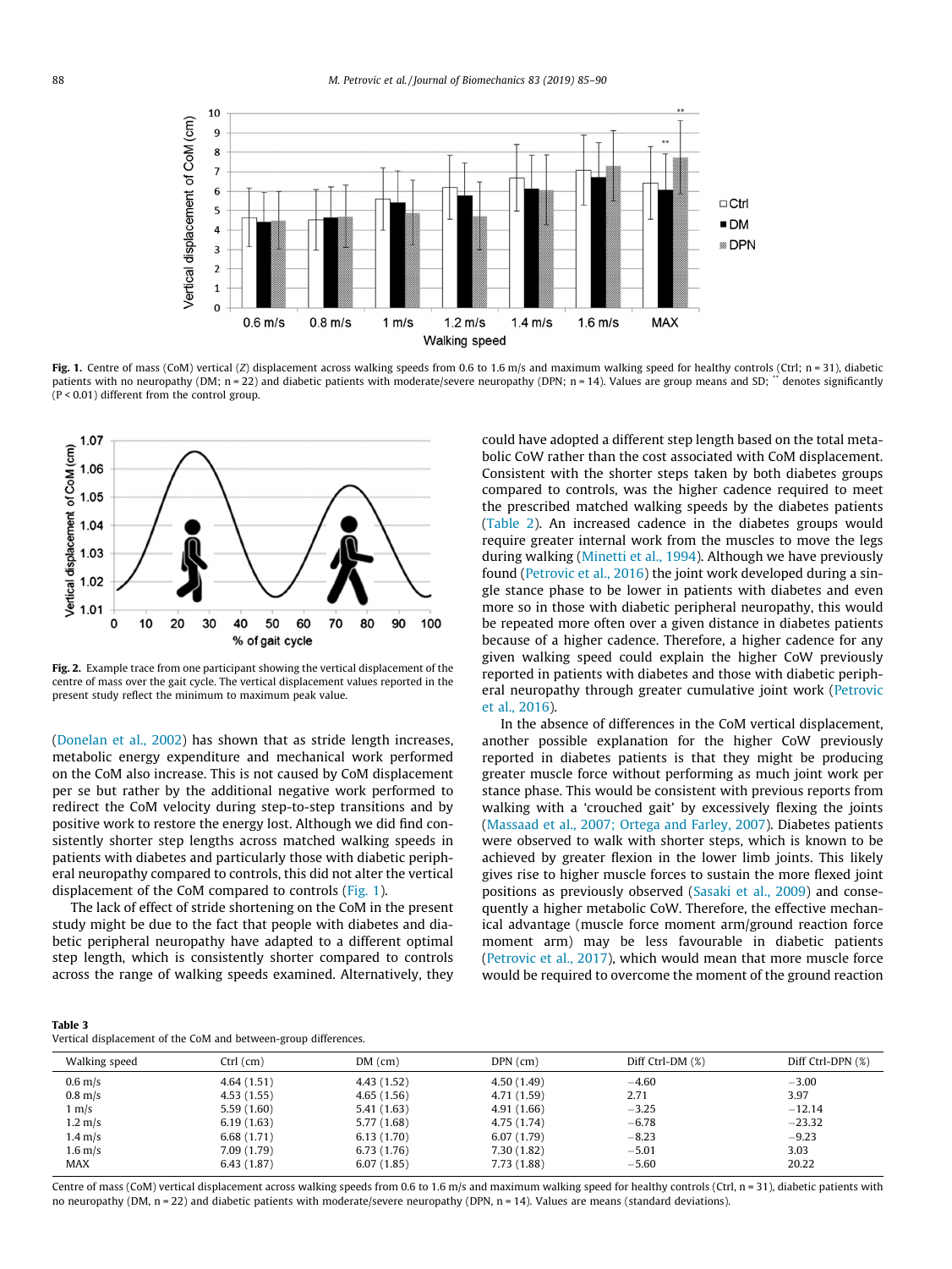**Fig. 1.** Centre of mass (CoM) vertical (*Z*) displacement across walking speeds from 0.6 to 1.6 m/s and maximum walking speed for healthy controls (Ctrl; n = 31), diabetic patients with no neuropathy (DM; n = 22) and diabetic patients with moderate/severe neuropathy (DPN; n = 14). Values are group means and SD; ** denotes significantly ($P < 0.01$) different from the control group.

**Fig. 2.** Example trace from one participant showing the vertical displacement of the centre of mass over the gait cycle. The vertical displacement values reported in the present study reflect the minimum to maximum peak value.

(Donelan et al., 2002) has shown that as stride length increases, metabolic energy expenditure and mechanical work performed on the CoM also increase. This is not caused by CoM displacement per se but rather by the additional negative work performed to redirect the CoM velocity during step-to-step transitions and by positive work to restore the energy lost. Although we did find consistently shorter step lengths across matched walking speeds in patients with diabetes and particularly those with diabetic peripheral neuropathy compared to controls, this did not alter the vertical displacement of the CoM compared to controls (Fig. 1).

The lack of effect of stride shortening on the CoM in the present study might be due to the fact that people with diabetes and diabetic peripheral neuropathy have adapted to a different optimal step length, which is consistently shorter compared to controls across the range of walking speeds examined. Alternatively, they could have adopted a different step length based on the total metabolic CoW rather than the cost associated with CoM displacement. Consistent with the shorter steps taken by both diabetes groups compared to controls, was the higher cadence required to meet the prescribed matched walking speeds by the diabetes patients (Table 2). An increased cadence in the diabetes groups would require greater internal work from the muscles to move the legs during walking (Minetti et al., 1994). Although we have previously found (Petrovic et al., 2016) the joint work developed during a single stance phase to be lower in patients with diabetes and even more so in those with diabetic peripheral neuropathy, this would be repeated more often over a given distance in diabetes patients because of a higher cadence. Therefore, a higher cadence for any given walking speed could explain the higher CoW previously reported in patients with diabetes and those with diabetic peripheral neuropathy through greater cumulative joint work (Petrovic et al., 2016).

In the absence of differences in the CoM vertical displacement, another possible explanation for the higher CoW previously reported in diabetes patients is that they might be producing greater muscle force without performing as much joint work per stance phase. This would be consistent with previous reports from walking with a 'crouched gait' by excessively flexing the joints (Massaad et al., 2007; Ortega and Farley, 2007). Diabetes patients were observed to walk with shorter steps, which is known to be achieved by greater flexion in the lower limb joints. This likely gives rise to higher muscle forces to sustain the more flexed joint positions as previously observed (Sasaki et al., 2009) and consequently a higher metabolic CoW. Therefore, the effective mechanical advantage (muscle force moment arm/ground reaction force moment arm) may be less favourable in diabetic patients (Petrovic et al., 2017), which would mean that more muscle force would be required to overcome the moment of the ground reaction

**Table 3**
Vertical displacement of the CoM and between-group differences.

| Walking speed | Ctrl (cm) | DM (cm) | DPN (cm) | Diff Ctrl-DM (%) | Diff Ctrl-DPN (%) |
|---|---|---|---|---|---|
| 0.6 m/s | 4.64 (1.51) | 4.43 (1.52) | 4.50 (1.49) | −4.60 | −3.00 |
| 0.8 m/s | 4.53 (1.55) | 4.65 (1.56) | 4.71 (1.59) | 2.71 | 3.97 |
| 1 m/s | 5.59 (1.60) | 5.41 (1.63) | 4.91 (1.66) | −3.25 | −12.14 |
| 1.2 m/s | 6.19 (1.63) | 5.77 (1.68) | 4.75 (1.74) | −6.78 | −23.32 |
| 1.4 m/s | 6.68 (1.71) | 6.13 (1.70) | 6.07 (1.79) | −8.23 | −9.23 |
| 1.6 m/s | 7.09 (1.79) | 6.73 (1.76) | 7.30 (1.82) | −5.01 | 3.03 |
| MAX | 6.43 (1.87) | 6.07 (1.85) | 7.73 (1.88) | −5.60 | 20.22 |

Centre of mass (CoM) vertical displacement across walking speeds from 0.6 to 1.6 m/s and maximum walking speed for healthy controls (Ctrl, n = 31), diabetic patients with no neuropathy (DM, n = 22) and diabetic patients with moderate/severe neuropathy (DPN, n = 14). Values are means (standard deviations).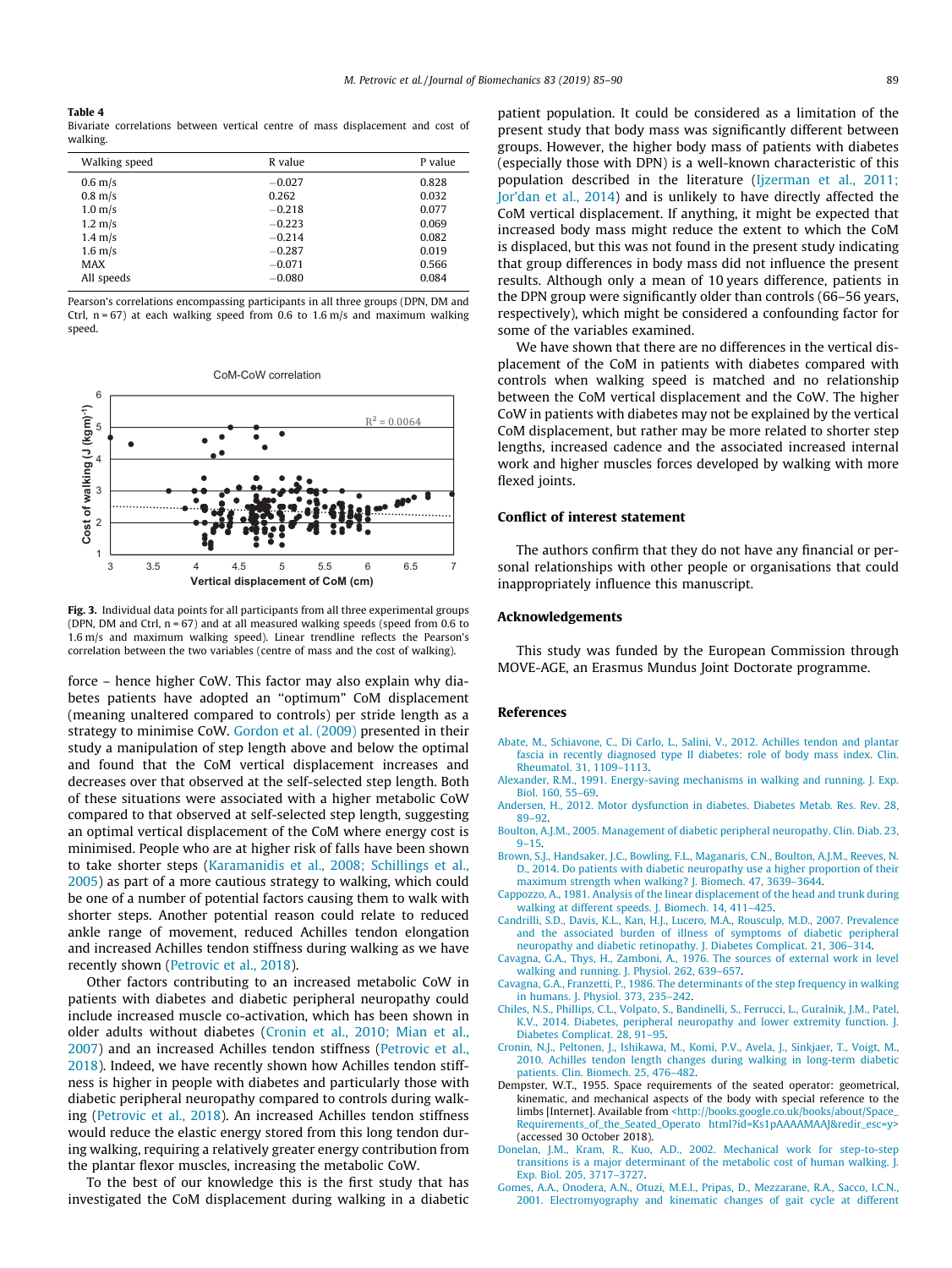**Table 4**
Bivariate correlations between vertical centre of mass displacement and cost of walking.

| Walking speed | R value | P value |
|---|---|---|
| 0.6 m/s | −0.027 | 0.828 |
| 0.8 m/s | 0.262 | 0.032 |
| 1.0 m/s | −0.218 | 0.077 |
| 1.2 m/s | −0.223 | 0.069 |
| 1.4 m/s | −0.214 | 0.082 |
| 1.6 m/s | −0.287 | 0.019 |
| MAX | −0.071 | 0.566 |
| All speeds | −0.080 | 0.084 |

Pearson's correlations encompassing participants in all three groups (DPN, DM and Ctrl, n = 67) at each walking speed from 0.6 to 1.6 m/s and maximum walking speed.

**Fig. 3.** Individual data points for all participants from all three experimental groups (DPN, DM and Ctrl, n = 67) and at all measured walking speeds (speed from 0.6 to 1.6 m/s and maximum walking speed). Linear trendline reflects the Pearson's correlation between the two variables (centre of mass and the cost of walking).

force – hence higher CoW. This factor may also explain why diabetes patients have adopted an "optimum" CoM displacement (meaning unaltered compared to controls) per stride length as a strategy to minimise CoW. Gordon et al. (2009) presented in their study a manipulation of step length above and below the optimal and found that the CoM vertical displacement increases and decreases over that observed at the self-selected step length. Both of these situations were associated with a higher metabolic CoW compared to that observed at self-selected step length, suggesting an optimal vertical displacement of the CoM where energy cost is minimised. People who are at higher risk of falls have been shown to take shorter steps (Karamanidis et al., 2008; Schillings et al., 2005) as part of a more cautious strategy to walking, which could be one of a number of potential factors causing them to walk with shorter steps. Another potential reason could relate to reduced ankle range of movement, reduced Achilles tendon elongation and increased Achilles tendon stiffness during walking as we have recently shown (Petrovic et al., 2018).

Other factors contributing to an increased metabolic CoW in patients with diabetes and diabetic peripheral neuropathy could include increased muscle co-activation, which has been shown in older adults without diabetes (Cronin et al., 2010; Mian et al., 2007) and an increased Achilles tendon stiffness (Petrovic et al., 2018). Indeed, we have recently shown how Achilles tendon stiffness is higher in people with diabetes and particularly those with diabetic peripheral neuropathy compared to controls during walking (Petrovic et al., 2018). An increased Achilles tendon stiffness would reduce the elastic energy stored from this long tendon during walking, requiring a relatively greater energy contribution from the plantar flexor muscles, increasing the metabolic CoW.

To the best of our knowledge this is the first study that has investigated the CoM displacement during walking in a diabetic patient population. It could be considered as a limitation of the present study that body mass was significantly different between groups. However, the higher body mass of patients with diabetes (especially those with DPN) is a well-known characteristic of this population described in the literature (Ijzerman et al., 2011; Jor'dan et al., 2014) and is unlikely to have directly affected the CoM vertical displacement. If anything, it might be expected that increased body mass might reduce the extent to which the CoM is displaced, but this was not found in the present study indicating that group differences in body mass did not influence the present results. Although only a mean of 10 years difference, patients in the DPN group were significantly older than controls (66–56 years, respectively), which might be considered a confounding factor for some of the variables examined.

We have shown that there are no differences in the vertical displacement of the CoM in patients with diabetes compared with controls when walking speed is matched and no relationship between the CoM vertical displacement and the CoW. The higher CoW in patients with diabetes may not be explained by the vertical CoM displacement, but rather may be more related to shorter step lengths, increased cadence and the associated increased internal work and higher muscles forces developed by walking with more flexed joints.

## Conflict of interest statement

The authors confirm that they do not have any financial or personal relationships with other people or organisations that could inappropriately influence this manuscript.

## Acknowledgements

This study was funded by the European Commission through MOVE-AGE, an Erasmus Mundus Joint Doctorate programme.

## References

Abate, M., Schiavone, C., Di Carlo, L., Salini, V., 2012. Achilles tendon and plantar fascia in recently diagnosed type II diabetes: role of body mass index. Clin. Rheumatol. 31, 1109–1113.

Alexander, R.M., 1991. Energy-saving mechanisms in walking and running. J. Exp. Biol. 160, 55–69.

Andersen, H., 2012. Motor dysfunction in diabetes. Diabetes Metab. Res. Rev. 28, 89–92.

Boulton, A.J.M., 2005. Management of diabetic peripheral neuropathy. Clin. Diab. 23, 9–15.

Brown, S.J., Handsaker, J.C., Bowling, F.L., Maganaris, C.N., Boulton, A.J.M., Reeves, N. D., 2014. Do patients with diabetic neuropathy use a higher proportion of their maximum strength when walking? J. Biomech. 47, 3639–3644.

Cappozzo, A., 1981. Analysis of the linear displacement of the head and trunk during walking at different speeds. J. Biomech. 14, 411–425.

Candrilli, S.D., Davis, K.L., Kan, H.J., Lucero, M.A., Rousculp, M.D., 2007. Prevalence and the associated burden of illness of symptoms of diabetic peripheral neuropathy and diabetic retinopathy. J. Diabetes Complicat. 21, 306–314.

Cavagna, G.A., Thys, H., Zamboni, A., 1976. The sources of external work in level walking and running. J. Physiol. 262, 639–657.

Cavagna, G.A., Franzetti, P., 1986. The determinants of the step frequency in walking in humans. J. Physiol. 373, 235–242.

Chiles, N.S., Phillips, C.L., Volpato, S., Bandinelli, S., Ferrucci, L., Guralnik, J.M., Patel, K.V., 2014. Diabetes, peripheral neuropathy and lower extremity function. J. Diabetes Complicat. 28, 91–95.

Cronin, N.J., Peltonen, J., Ishikawa, M., Komi, P.V., Avela, J., Sinkjaer, T., Voigt, M., 2010. Achilles tendon length changes during walking in long-term diabetic patients. Clin. Biomech. 25, 476–482.

Dempster, W.T., 1955. Space requirements of the seated operator: geometrical, kinematic, and mechanical aspects of the body with special reference to the limbs [Internet]. Available from <http://books.google.co.uk/books/about/Space_Requirements_of_the_Seated_Operato html?id=Ks1pAAAAMAAJ&redir_esc=y> (accessed 30 October 2018).

Donelan, J.M., Kram, R., Kuo, A.D., 2002. Mechanical work for step-to-step transitions is a major determinant of the metabolic cost of human walking. J. Exp. Biol. 205, 3717–3727.

Gomes, A.A., Onodera, A.N., Otuzi, M.E.I., Pripas, D., Mezzarane, R.A., Sacco, I.C.N., 2001. Electromyography and kinematic changes of gait cycle at different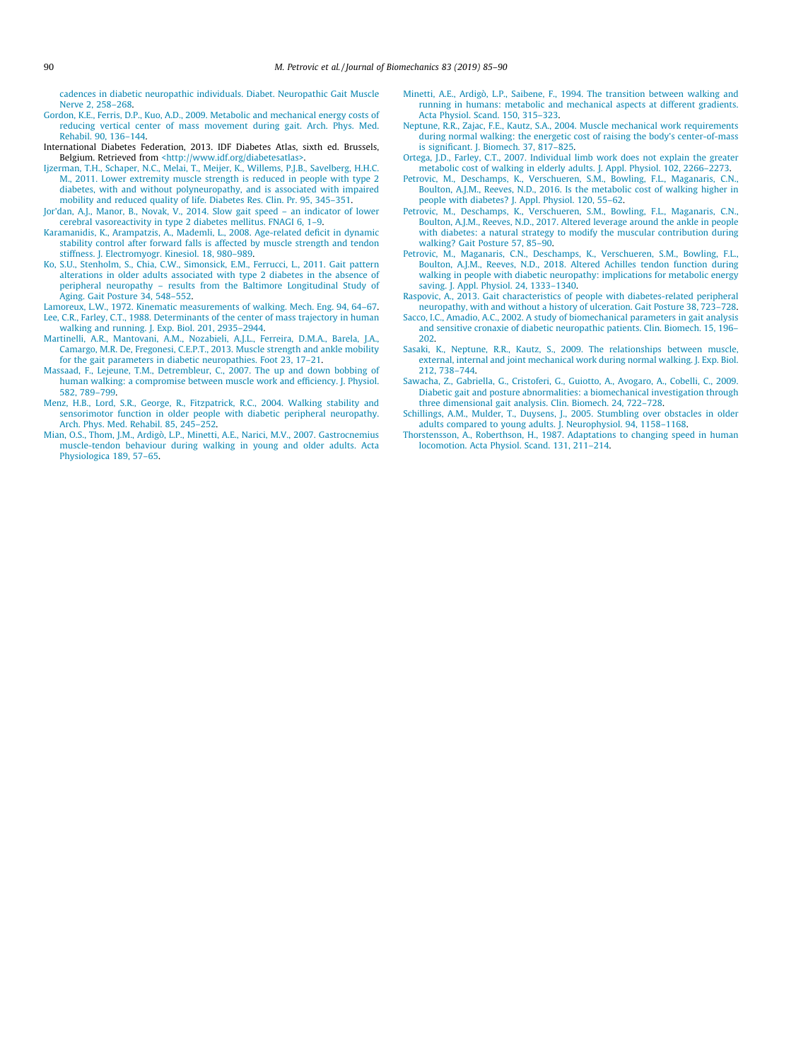cadences in diabetic neuropathic individuals. Diabet. Neuropathic Gait Muscle Nerve 2, 258–268.

Gordon, K.E., Ferris, D.P., Kuo, A.D., 2009. Metabolic and mechanical energy costs of reducing vertical center of mass movement during gait. Arch. Phys. Med. Rehabil. 90, 136–144.

International Diabetes Federation, 2013. IDF Diabetes Atlas, sixth ed. Brussels, Belgium. Retrieved from <http://www.idf.org/diabetesatlas>.

Ijzerman, T.H., Schaper, N.C., Melai, T., Meijer, K., Willems, P.J.B., Savelberg, H.H.C.M., 2011. Lower extremity muscle strength is reduced in people with type 2 diabetes, with and without polyneuropathy, and is associated with impaired mobility and reduced quality of life. Diabetes Res. Clin. Pr. 95, 345–351.

Jor'dan, A.J., Manor, B., Novak, V., 2014. Slow gait speed – an indicator of lower cerebral vasoreactivity in type 2 diabetes mellitus. FNAGI 6, 1–9.

Karamanidis, K., Arampatzis, A., Mademli, L., 2008. Age-related deficit in dynamic stability control after forward falls is affected by muscle strength and tendon stiffness. J. Electromyogr. Kinesiol. 18, 980–989.

Ko, S.U., Stenholm, S., Chia, C.W., Simonsick, E.M., Ferrucci, L., 2011. Gait pattern alterations in older adults associated with type 2 diabetes in the absence of peripheral neuropathy – results from the Baltimore Longitudinal Study of Aging. Gait Posture 34, 548–552.

Lamoreux, L.W., 1972. Kinematic measurements of walking. Mech. Eng. 94, 64–67.

Lee, C.R., Farley, C.T., 1988. Determinants of the center of mass trajectory in human walking and running. J. Exp. Biol. 201, 2935–2944.

Martinelli, A.R., Mantovani, A.M., Nozabieli, A.J.L., Ferreira, D.M.A., Barela, J.A., Camargo, M.R. De, Fregonesi, C.E.P.T., 2013. Muscle strength and ankle mobility for the gait parameters in diabetic neuropathies. Foot 23, 17–21.

Massaad, F., Lejeune, T.M., Detrembleur, C., 2007. The up and down bobbing of human walking: a compromise between muscle work and efficiency. J. Physiol. 582, 789–799.

Menz, H.B., Lord, S.R., George, R., Fitzpatrick, R.C., 2004. Walking stability and sensorimotor function in older people with diabetic peripheral neuropathy. Arch. Phys. Med. Rehabil. 85, 245–252.

Mian, O.S., Thom, J.M., Ardigò, L.P., Minetti, A.E., Narici, M.V., 2007. Gastrocnemius muscle-tendon behaviour during walking in young and older adults. Acta Physiologica 189, 57–65.

Minetti, A.E., Ardigò, L.P., Saibene, F., 1994. The transition between walking and running in humans: metabolic and mechanical aspects at different gradients. Acta Physiol. Scand. 150, 315–323.

Neptune, R.R., Zajac, F.E., Kautz, S.A., 2004. Muscle mechanical work requirements during normal walking: the energetic cost of raising the body's center-of-mass is significant. J. Biomech. 37, 817–825.

Ortega, J.D., Farley, C.T., 2007. Individual limb work does not explain the greater metabolic cost of walking in elderly adults. J. Appl. Physiol. 102, 2266–2273.

Petrovic, M., Deschamps, K., Verschueren, S.M., Bowling, F.L., Maganaris, C.N., Boulton, A.J.M., Reeves, N.D., 2016. Is the metabolic cost of walking higher in people with diabetes? J. Appl. Physiol. 120, 55–62.

Petrovic, M., Deschamps, K., Verschueren, S.M., Bowling, F.L., Maganaris, C.N., Boulton, A.J.M., Reeves, N.D., 2017. Altered leverage around the ankle in people with diabetes: a natural strategy to modify the muscular contribution during walking? Gait Posture 57, 85–90.

Petrovic, M., Maganaris, C.N., Deschamps, K., Verschueren, S.M., Bowling, F.L., Boulton, A.J.M., Reeves, N.D., 2018. Altered Achilles tendon function during walking in people with diabetic neuropathy: implications for metabolic energy saving. J. Appl. Physiol. 24, 1333–1340.

Raspovic, A., 2013. Gait characteristics of people with diabetes-related peripheral neuropathy, with and without a history of ulceration. Gait Posture 38, 723–728.

Sacco, I.C., Amadio, A.C., 2002. A study of biomechanical parameters in gait analysis and sensitive cronaxie of diabetic neuropathic patients. Clin. Biomech. 15, 196–202.

Sasaki, K., Neptune, R.R., Kautz, S., 2009. The relationships between muscle, external, internal and joint mechanical work during normal walking. J. Exp. Biol. 212, 738–744.

Sawacha, Z., Gabriella, G., Cristoferi, G., Guiotto, A., Avogaro, A., Cobelli, C., 2009. Diabetic gait and posture abnormalities: a biomechanical investigation through three dimensional gait analysis. Clin. Biomech. 24, 722–728.

Schillings, A.M., Mulder, T., Duysens, J., 2005. Stumbling over obstacles in older adults compared to young adults. J. Neurophysiol. 94, 1158–1168.

Thorstensson, A., Roberthson, H., 1987. Adaptations to changing speed in human locomotion. Acta Physiol. Scand. 131, 211–214.